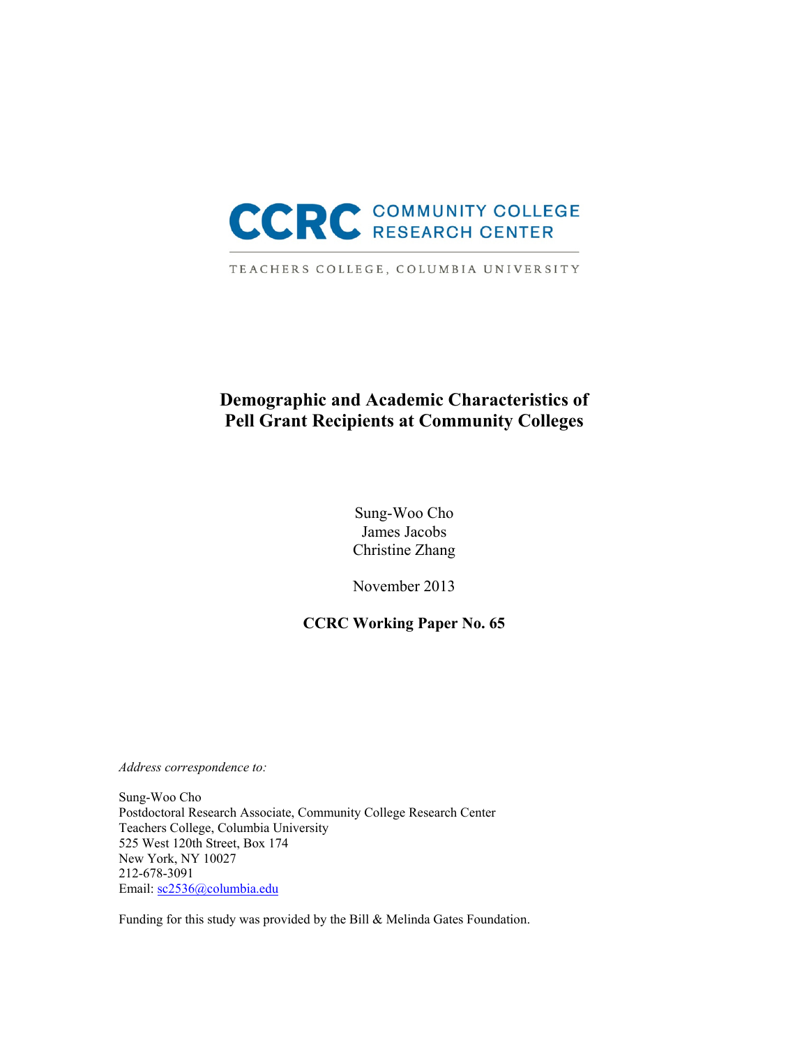CCRC COMMUNITY COLLEGE RESEARCH CENTER

TEACHERS COLLEGE, COLUMBIA UNIVERSITY

# Demographic and Academic Characteristics of Pell Grant Recipients at Community Colleges

Sung-Woo Cho
James Jacobs
Christine Zhang

November 2013

**CCRC Working Paper No. 65**

*Address correspondence to:*

Sung-Woo Cho
Postdoctoral Research Associate, Community College Research Center
Teachers College, Columbia University
525 West 120th Street, Box 174
New York, NY 10027
212-678-3091
Email: sc2536@columbia.edu

Funding for this study was provided by the Bill & Melinda Gates Foundation.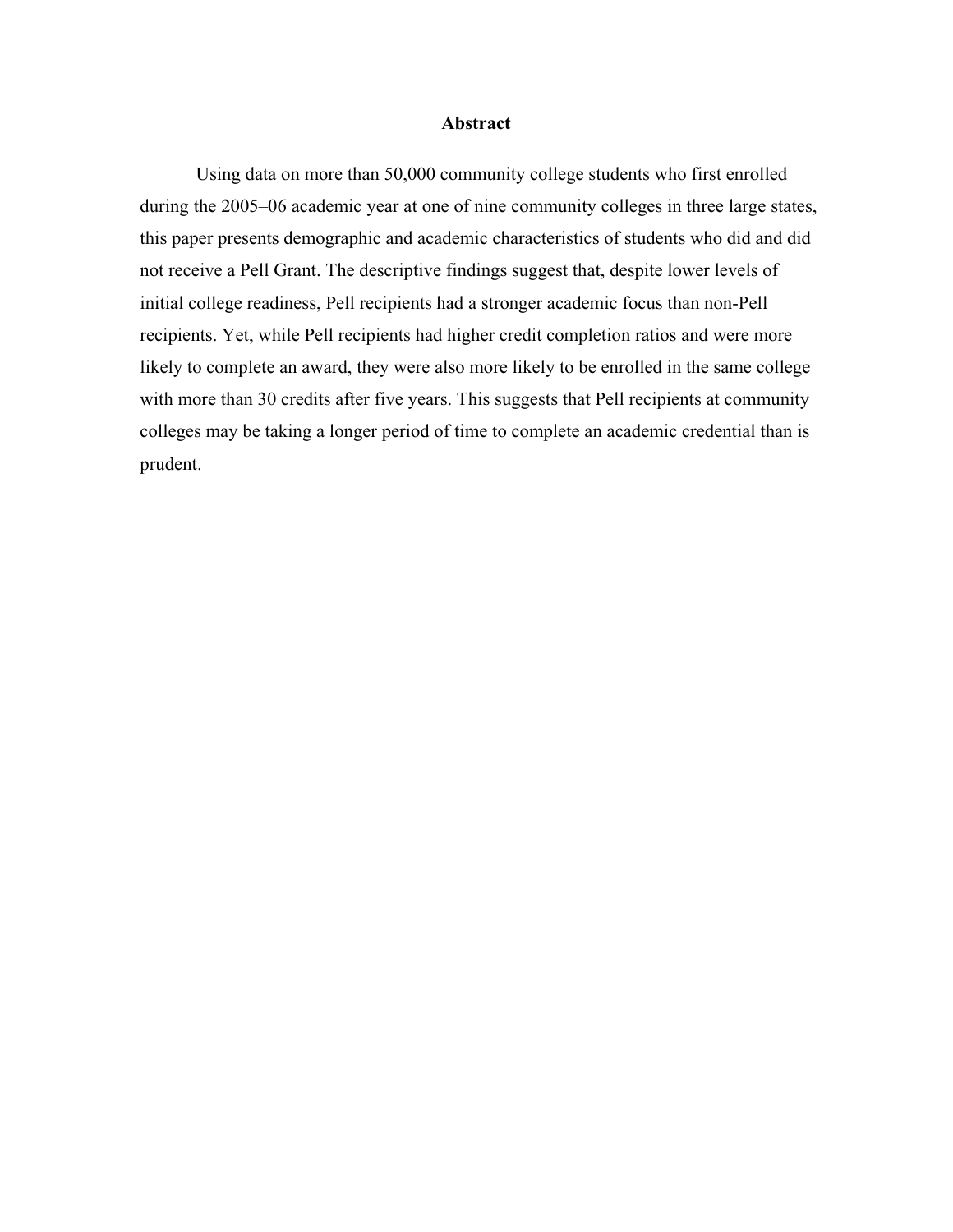## Abstract

Using data on more than 50,000 community college students who first enrolled during the 2005–06 academic year at one of nine community colleges in three large states, this paper presents demographic and academic characteristics of students who did and did not receive a Pell Grant. The descriptive findings suggest that, despite lower levels of initial college readiness, Pell recipients had a stronger academic focus than non-Pell recipients. Yet, while Pell recipients had higher credit completion ratios and were more likely to complete an award, they were also more likely to be enrolled in the same college with more than 30 credits after five years. This suggests that Pell recipients at community colleges may be taking a longer period of time to complete an academic credential than is prudent.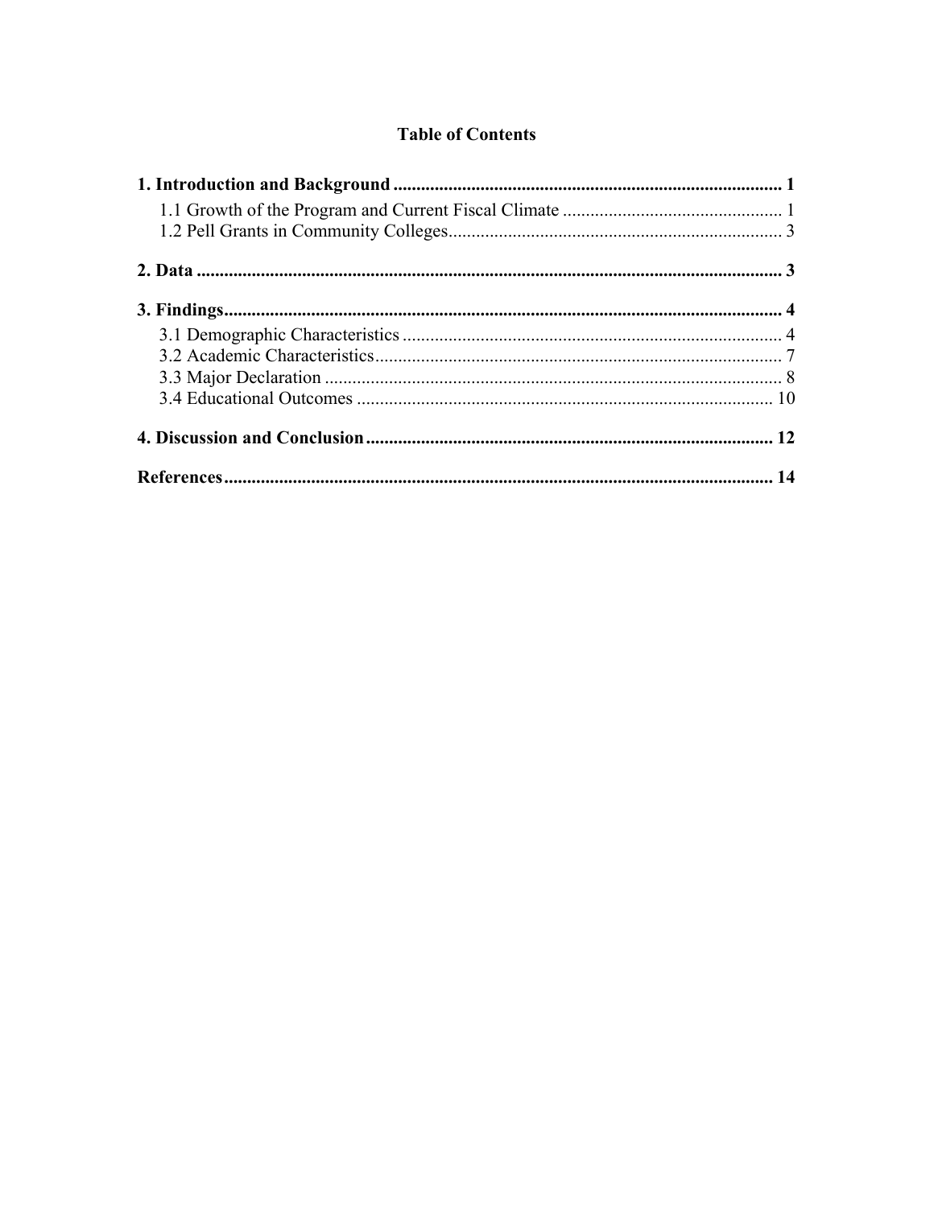# Table of Contents

**1. Introduction and Background** ........ **1**

- 1.1 Growth of the Program and Current Fiscal Climate ........ 1
- 1.2 Pell Grants in Community Colleges ........ 3

**2. Data** ........ **3**

**3. Findings** ........ **4**

- 3.1 Demographic Characteristics ........ 4
- 3.2 Academic Characteristics ........ 7
- 3.3 Major Declaration ........ 8
- 3.4 Educational Outcomes ........ 10

**4. Discussion and Conclusion** ........ **12**

**References** ........ **14**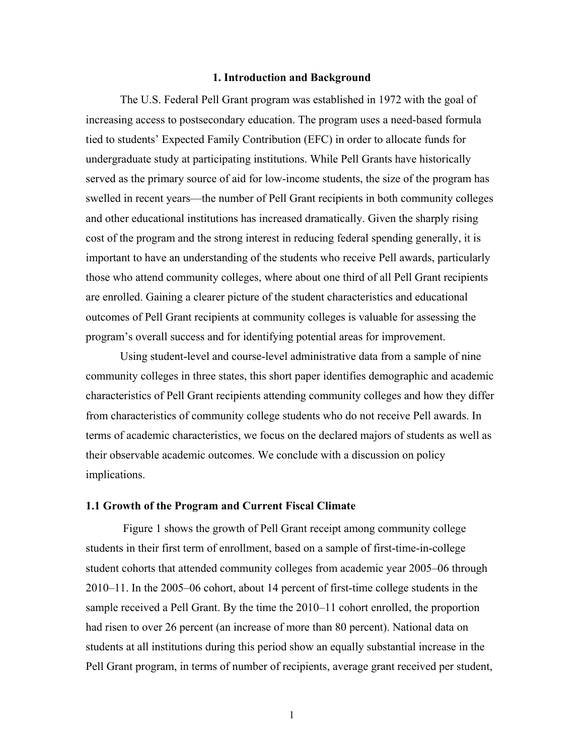## 1. Introduction and Background

The U.S. Federal Pell Grant program was established in 1972 with the goal of increasing access to postsecondary education. The program uses a need-based formula tied to students' Expected Family Contribution (EFC) in order to allocate funds for undergraduate study at participating institutions. While Pell Grants have historically served as the primary source of aid for low-income students, the size of the program has swelled in recent years—the number of Pell Grant recipients in both community colleges and other educational institutions has increased dramatically. Given the sharply rising cost of the program and the strong interest in reducing federal spending generally, it is important to have an understanding of the students who receive Pell awards, particularly those who attend community colleges, where about one third of all Pell Grant recipients are enrolled. Gaining a clearer picture of the student characteristics and educational outcomes of Pell Grant recipients at community colleges is valuable for assessing the program's overall success and for identifying potential areas for improvement.

Using student-level and course-level administrative data from a sample of nine community colleges in three states, this short paper identifies demographic and academic characteristics of Pell Grant recipients attending community colleges and how they differ from characteristics of community college students who do not receive Pell awards. In terms of academic characteristics, we focus on the declared majors of students as well as their observable academic outcomes. We conclude with a discussion on policy implications.

### 1.1 Growth of the Program and Current Fiscal Climate

Figure 1 shows the growth of Pell Grant receipt among community college students in their first term of enrollment, based on a sample of first-time-in-college student cohorts that attended community colleges from academic year 2005–06 through 2010–11. In the 2005–06 cohort, about 14 percent of first-time college students in the sample received a Pell Grant. By the time the 2010–11 cohort enrolled, the proportion had risen to over 26 percent (an increase of more than 80 percent). National data on students at all institutions during this period show an equally substantial increase in the Pell Grant program, in terms of number of recipients, average grant received per student,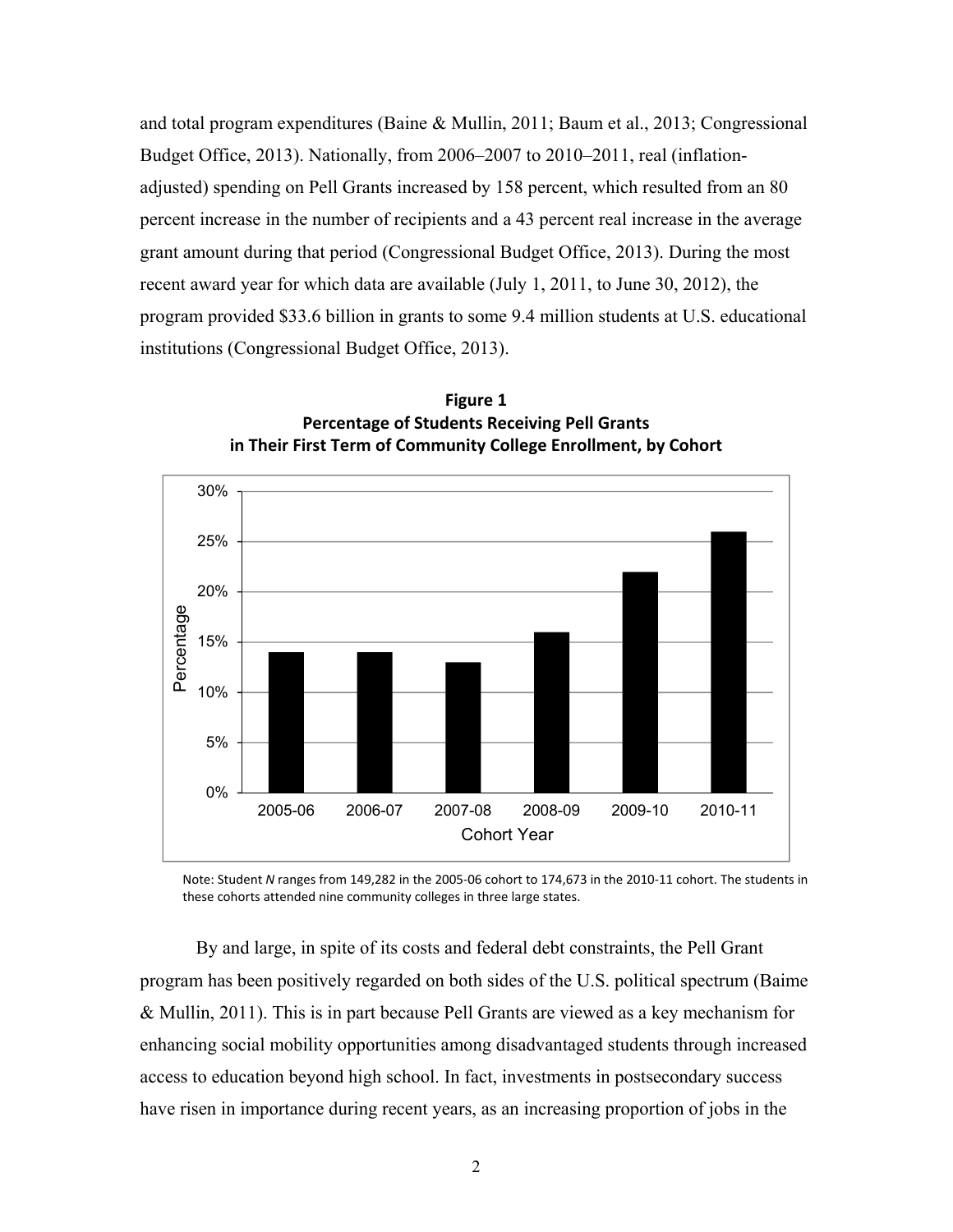and total program expenditures (Baine & Mullin, 2011; Baum et al., 2013; Congressional Budget Office, 2013). Nationally, from 2006–2007 to 2010–2011, real (inflation-adjusted) spending on Pell Grants increased by 158 percent, which resulted from an 80 percent increase in the number of recipients and a 43 percent real increase in the average grant amount during that period (Congressional Budget Office, 2013). During the most recent award year for which data are available (July 1, 2011, to June 30, 2012), the program provided $33.6 billion in grants to some 9.4 million students at U.S. educational institutions (Congressional Budget Office, 2013).

**Figure 1**
**Percentage of Students Receiving Pell Grants in Their First Term of Community College Enrollment, by Cohort**

Note: Student *N* ranges from 149,282 in the 2005-06 cohort to 174,673 in the 2010-11 cohort. The students in these cohorts attended nine community colleges in three large states.

By and large, in spite of its costs and federal debt constraints, the Pell Grant program has been positively regarded on both sides of the U.S. political spectrum (Baime & Mullin, 2011). This is in part because Pell Grants are viewed as a key mechanism for enhancing social mobility opportunities among disadvantaged students through increased access to education beyond high school. In fact, investments in postsecondary success have risen in importance during recent years, as an increasing proportion of jobs in the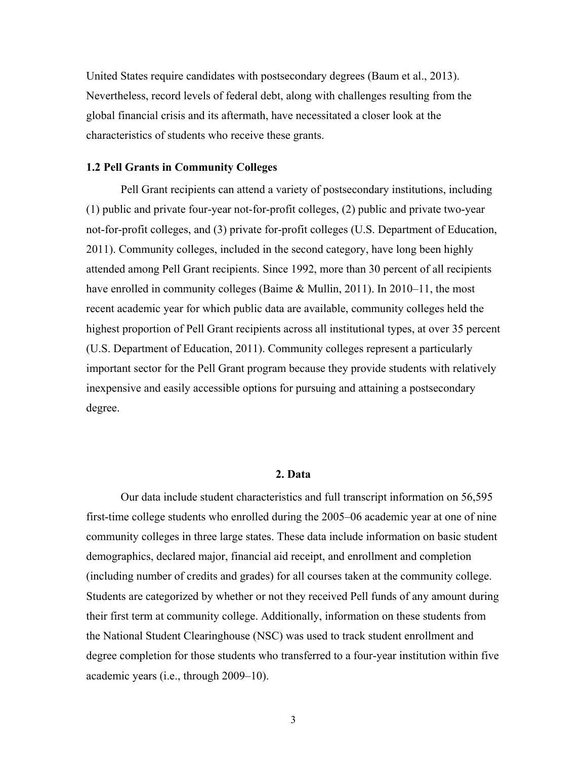United States require candidates with postsecondary degrees (Baum et al., 2013). Nevertheless, record levels of federal debt, along with challenges resulting from the global financial crisis and its aftermath, have necessitated a closer look at the characteristics of students who receive these grants.

### 1.2 Pell Grants in Community Colleges

Pell Grant recipients can attend a variety of postsecondary institutions, including (1) public and private four-year not-for-profit colleges, (2) public and private two-year not-for-profit colleges, and (3) private for-profit colleges (U.S. Department of Education, 2011). Community colleges, included in the second category, have long been highly attended among Pell Grant recipients. Since 1992, more than 30 percent of all recipients have enrolled in community colleges (Baime & Mullin, 2011). In 2010–11, the most recent academic year for which public data are available, community colleges held the highest proportion of Pell Grant recipients across all institutional types, at over 35 percent (U.S. Department of Education, 2011). Community colleges represent a particularly important sector for the Pell Grant program because they provide students with relatively inexpensive and easily accessible options for pursuing and attaining a postsecondary degree.

## 2. Data

Our data include student characteristics and full transcript information on 56,595 first-time college students who enrolled during the 2005–06 academic year at one of nine community colleges in three large states. These data include information on basic student demographics, declared major, financial aid receipt, and enrollment and completion (including number of credits and grades) for all courses taken at the community college. Students are categorized by whether or not they received Pell funds of any amount during their first term at community college. Additionally, information on these students from the National Student Clearinghouse (NSC) was used to track student enrollment and degree completion for those students who transferred to a four-year institution within five academic years (i.e., through 2009–10).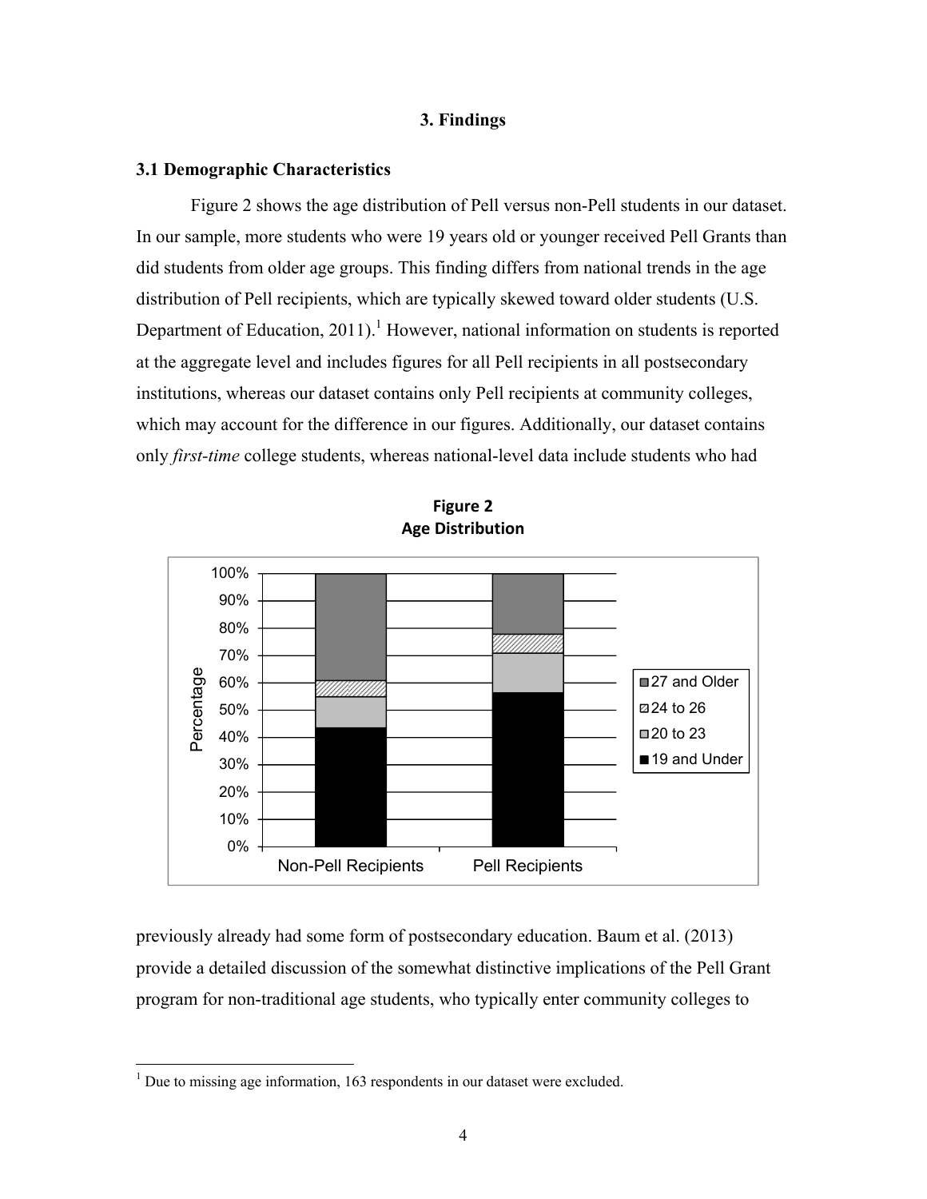## 3. Findings

### 3.1 Demographic Characteristics

Figure 2 shows the age distribution of Pell versus non-Pell students in our dataset. In our sample, more students who were 19 years old or younger received Pell Grants than did students from older age groups. This finding differs from national trends in the age distribution of Pell recipients, which are typically skewed toward older students (U.S. Department of Education, 2011).[1] However, national information on students is reported at the aggregate level and includes figures for all Pell recipients in all postsecondary institutions, whereas our dataset contains only Pell recipients at community colleges, which may account for the difference in our figures. Additionally, our dataset contains only *first-time* college students, whereas national-level data include students who had

**Figure 2**
**Age Distribution**

previously already had some form of postsecondary education. Baum et al. (2013) provide a detailed discussion of the somewhat distinctive implications of the Pell Grant program for non-traditional age students, who typically enter community colleges to

[1] Due to missing age information, 163 respondents in our dataset were excluded.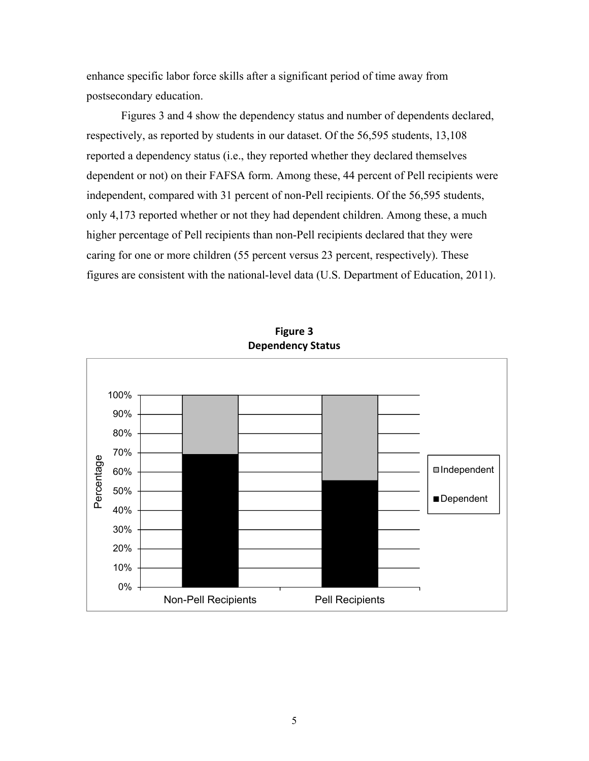enhance specific labor force skills after a significant period of time away from postsecondary education.

Figures 3 and 4 show the dependency status and number of dependents declared, respectively, as reported by students in our dataset. Of the 56,595 students, 13,108 reported a dependency status (i.e., they reported whether they declared themselves dependent or not) on their FAFSA form. Among these, 44 percent of Pell recipients were independent, compared with 31 percent of non-Pell recipients. Of the 56,595 students, only 4,173 reported whether or not they had dependent children. Among these, a much higher percentage of Pell recipients than non-Pell recipients declared that they were caring for one or more children (55 percent versus 23 percent, respectively). These figures are consistent with the national-level data (U.S. Department of Education, 2011).

**Figure 3**
**Dependency Status**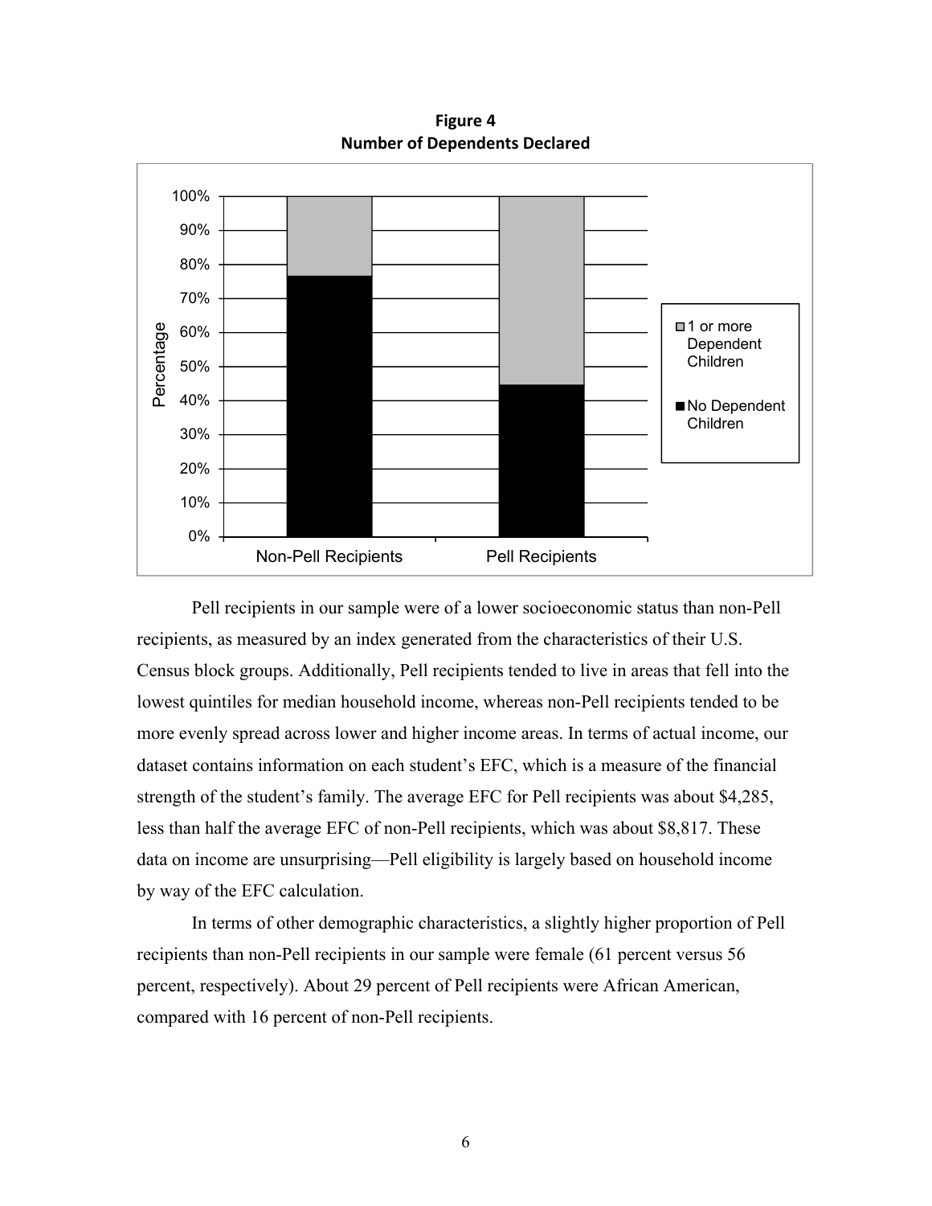**Figure 4**
**Number of Dependents Declared**

Pell recipients in our sample were of a lower socioeconomic status than non-Pell recipients, as measured by an index generated from the characteristics of their U.S. Census block groups. Additionally, Pell recipients tended to live in areas that fell into the lowest quintiles for median household income, whereas non-Pell recipients tended to be more evenly spread across lower and higher income areas. In terms of actual income, our dataset contains information on each student's EFC, which is a measure of the financial strength of the student's family. The average EFC for Pell recipients was about $4,285, less than half the average EFC of non-Pell recipients, which was about $8,817. These data on income are unsurprising—Pell eligibility is largely based on household income by way of the EFC calculation.

In terms of other demographic characteristics, a slightly higher proportion of Pell recipients than non-Pell recipients in our sample were female (61 percent versus 56 percent, respectively). About 29 percent of Pell recipients were African American, compared with 16 percent of non-Pell recipients.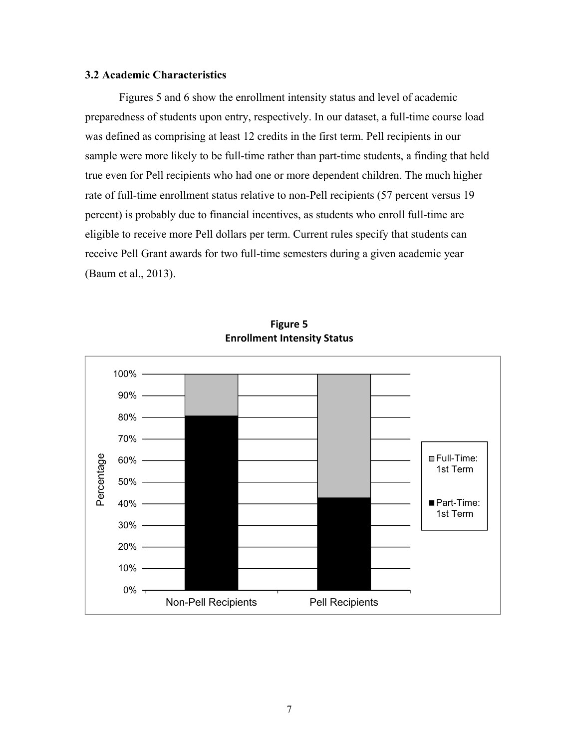### 3.2 Academic Characteristics

Figures 5 and 6 show the enrollment intensity status and level of academic preparedness of students upon entry, respectively. In our dataset, a full-time course load was defined as comprising at least 12 credits in the first term. Pell recipients in our sample were more likely to be full-time rather than part-time students, a finding that held true even for Pell recipients who had one or more dependent children. The much higher rate of full-time enrollment status relative to non-Pell recipients (57 percent versus 19 percent) is probably due to financial incentives, as students who enroll full-time are eligible to receive more Pell dollars per term. Current rules specify that students can receive Pell Grant awards for two full-time semesters during a given academic year (Baum et al., 2013).

**Figure 5**
**Enrollment Intensity Status**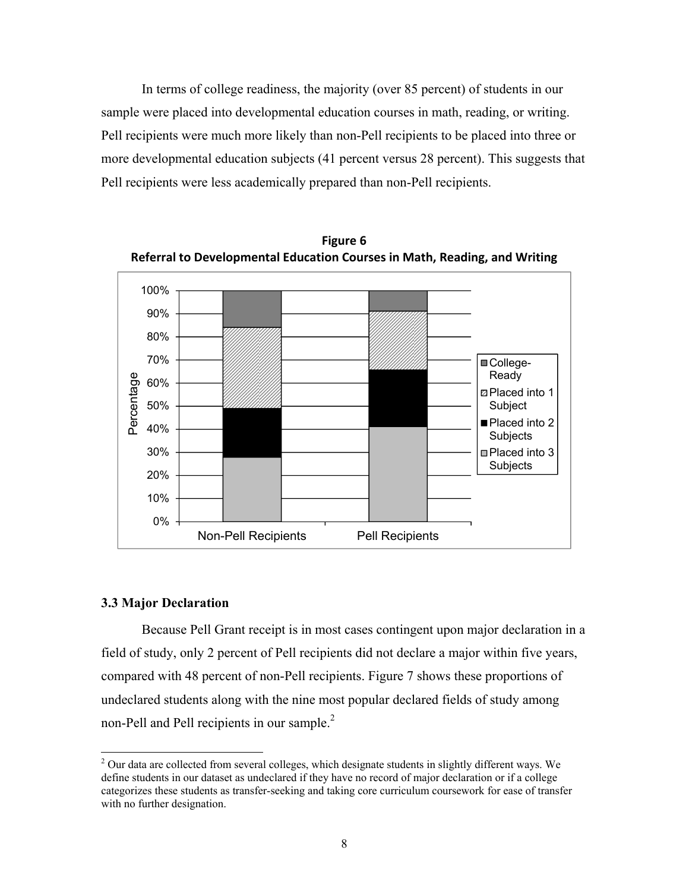In terms of college readiness, the majority (over 85 percent) of students in our sample were placed into developmental education courses in math, reading, or writing. Pell recipients were much more likely than non-Pell recipients to be placed into three or more developmental education subjects (41 percent versus 28 percent). This suggests that Pell recipients were less academically prepared than non-Pell recipients.

**Figure 6**
**Referral to Developmental Education Courses in Math, Reading, and Writing**

### 3.3 Major Declaration

Because Pell Grant receipt is in most cases contingent upon major declaration in a field of study, only 2 percent of Pell recipients did not declare a major within five years, compared with 48 percent of non-Pell recipients. Figure 7 shows these proportions of undeclared students along with the nine most popular declared fields of study among non-Pell and Pell recipients in our sample.[2]

[2] Our data are collected from several colleges, which designate students in slightly different ways. We define students in our dataset as undeclared if they have no record of major declaration or if a college categorizes these students as transfer-seeking and taking core curriculum coursework for ease of transfer with no further designation.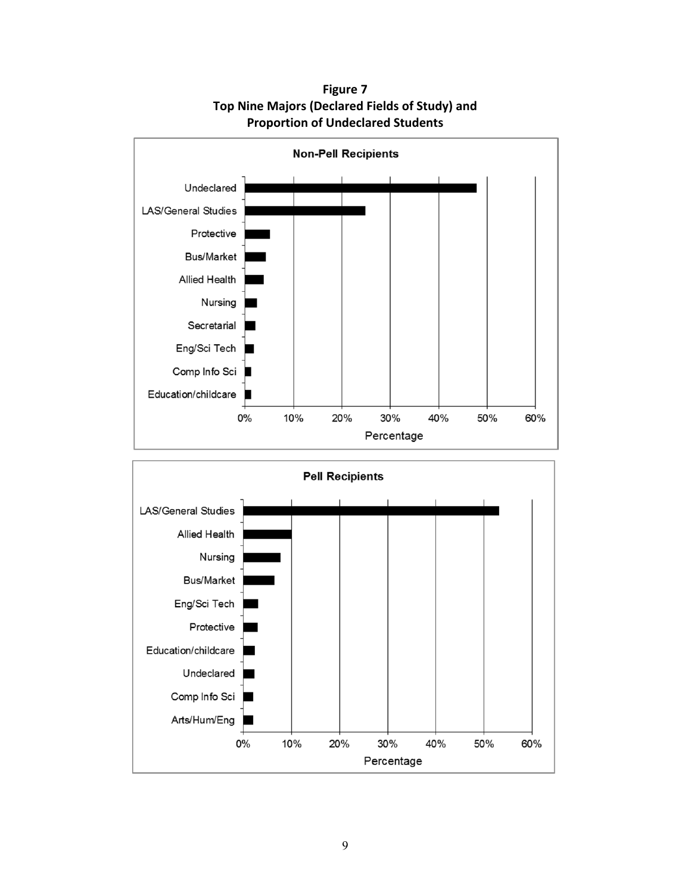**Figure 7**
**Top Nine Majors (Declared Fields of Study) and Proportion of Undeclared Students**

**Non-Pell Recipients**

Undeclared
LAS/General Studies
Protective
Bus/Market
Allied Health
Nursing
Secretarial
Eng/Sci Tech
Comp Info Sci
Education/childcare

0% 10% 20% 30% 40% 50% 60%
Percentage

**Pell Recipients**

LAS/General Studies
Allied Health
Nursing
Bus/Market
Eng/Sci Tech
Protective
Education/childcare
Undeclared
Comp Info Sci
Arts/Hum/Eng

0% 10% 20% 30% 40% 50% 60%
Percentage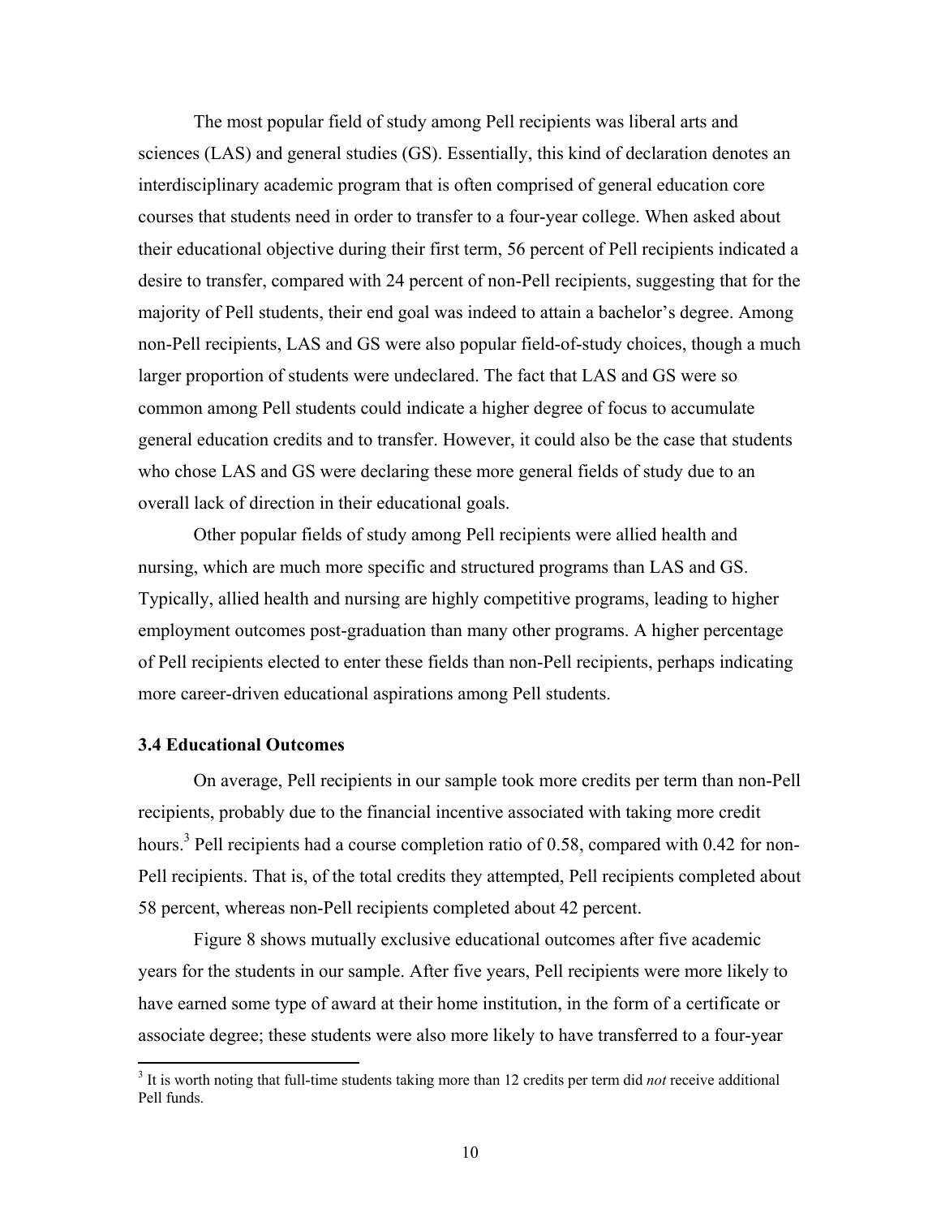The most popular field of study among Pell recipients was liberal arts and sciences (LAS) and general studies (GS). Essentially, this kind of declaration denotes an interdisciplinary academic program that is often comprised of general education core courses that students need in order to transfer to a four-year college. When asked about their educational objective during their first term, 56 percent of Pell recipients indicated a desire to transfer, compared with 24 percent of non-Pell recipients, suggesting that for the majority of Pell students, their end goal was indeed to attain a bachelor's degree. Among non-Pell recipients, LAS and GS were also popular field-of-study choices, though a much larger proportion of students were undeclared. The fact that LAS and GS were so common among Pell students could indicate a higher degree of focus to accumulate general education credits and to transfer. However, it could also be the case that students who chose LAS and GS were declaring these more general fields of study due to an overall lack of direction in their educational goals.

Other popular fields of study among Pell recipients were allied health and nursing, which are much more specific and structured programs than LAS and GS. Typically, allied health and nursing are highly competitive programs, leading to higher employment outcomes post-graduation than many other programs. A higher percentage of Pell recipients elected to enter these fields than non-Pell recipients, perhaps indicating more career-driven educational aspirations among Pell students.

### 3.4 Educational Outcomes

On average, Pell recipients in our sample took more credits per term than non-Pell recipients, probably due to the financial incentive associated with taking more credit hours.[3] Pell recipients had a course completion ratio of 0.58, compared with 0.42 for non-Pell recipients. That is, of the total credits they attempted, Pell recipients completed about 58 percent, whereas non-Pell recipients completed about 42 percent.

Figure 8 shows mutually exclusive educational outcomes after five academic years for the students in our sample. After five years, Pell recipients were more likely to have earned some type of award at their home institution, in the form of a certificate or associate degree; these students were also more likely to have transferred to a four-year

[3] It is worth noting that full-time students taking more than 12 credits per term did *not* receive additional Pell funds.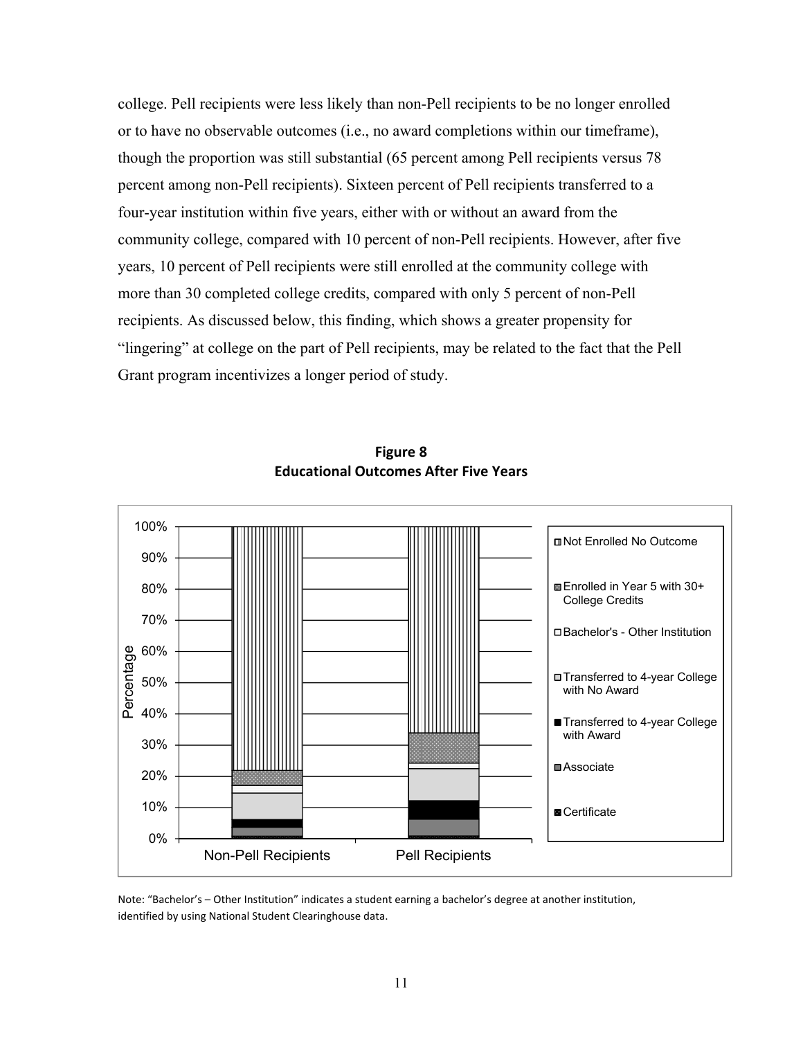college. Pell recipients were less likely than non-Pell recipients to be no longer enrolled or to have no observable outcomes (i.e., no award completions within our timeframe), though the proportion was still substantial (65 percent among Pell recipients versus 78 percent among non-Pell recipients). Sixteen percent of Pell recipients transferred to a four-year institution within five years, either with or without an award from the community college, compared with 10 percent of non-Pell recipients. However, after five years, 10 percent of Pell recipients were still enrolled at the community college with more than 30 completed college credits, compared with only 5 percent of non-Pell recipients. As discussed below, this finding, which shows a greater propensity for "lingering" at college on the part of Pell recipients, may be related to the fact that the Pell Grant program incentivizes a longer period of study.

**Figure 8**
**Educational Outcomes After Five Years**

Note: "Bachelor's – Other Institution" indicates a student earning a bachelor's degree at another institution, identified by using National Student Clearinghouse data.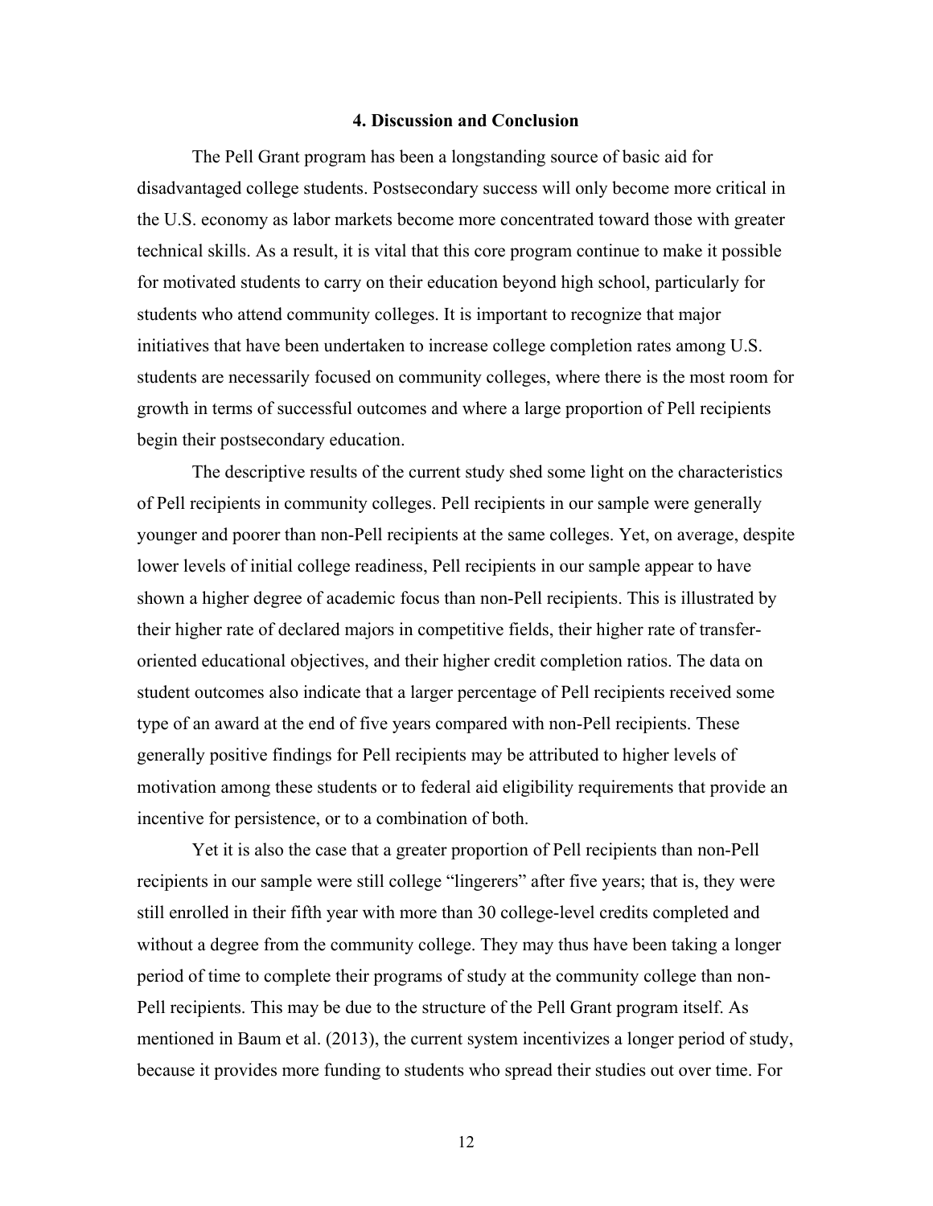## 4. Discussion and Conclusion

The Pell Grant program has been a longstanding source of basic aid for disadvantaged college students. Postsecondary success will only become more critical in the U.S. economy as labor markets become more concentrated toward those with greater technical skills. As a result, it is vital that this core program continue to make it possible for motivated students to carry on their education beyond high school, particularly for students who attend community colleges. It is important to recognize that major initiatives that have been undertaken to increase college completion rates among U.S. students are necessarily focused on community colleges, where there is the most room for growth in terms of successful outcomes and where a large proportion of Pell recipients begin their postsecondary education.

The descriptive results of the current study shed some light on the characteristics of Pell recipients in community colleges. Pell recipients in our sample were generally younger and poorer than non-Pell recipients at the same colleges. Yet, on average, despite lower levels of initial college readiness, Pell recipients in our sample appear to have shown a higher degree of academic focus than non-Pell recipients. This is illustrated by their higher rate of declared majors in competitive fields, their higher rate of transfer-oriented educational objectives, and their higher credit completion ratios. The data on student outcomes also indicate that a larger percentage of Pell recipients received some type of an award at the end of five years compared with non-Pell recipients. These generally positive findings for Pell recipients may be attributed to higher levels of motivation among these students or to federal aid eligibility requirements that provide an incentive for persistence, or to a combination of both.

Yet it is also the case that a greater proportion of Pell recipients than non-Pell recipients in our sample were still college "lingerers" after five years; that is, they were still enrolled in their fifth year with more than 30 college-level credits completed and without a degree from the community college. They may thus have been taking a longer period of time to complete their programs of study at the community college than non-Pell recipients. This may be due to the structure of the Pell Grant program itself. As mentioned in Baum et al. (2013), the current system incentivizes a longer period of study, because it provides more funding to students who spread their studies out over time. For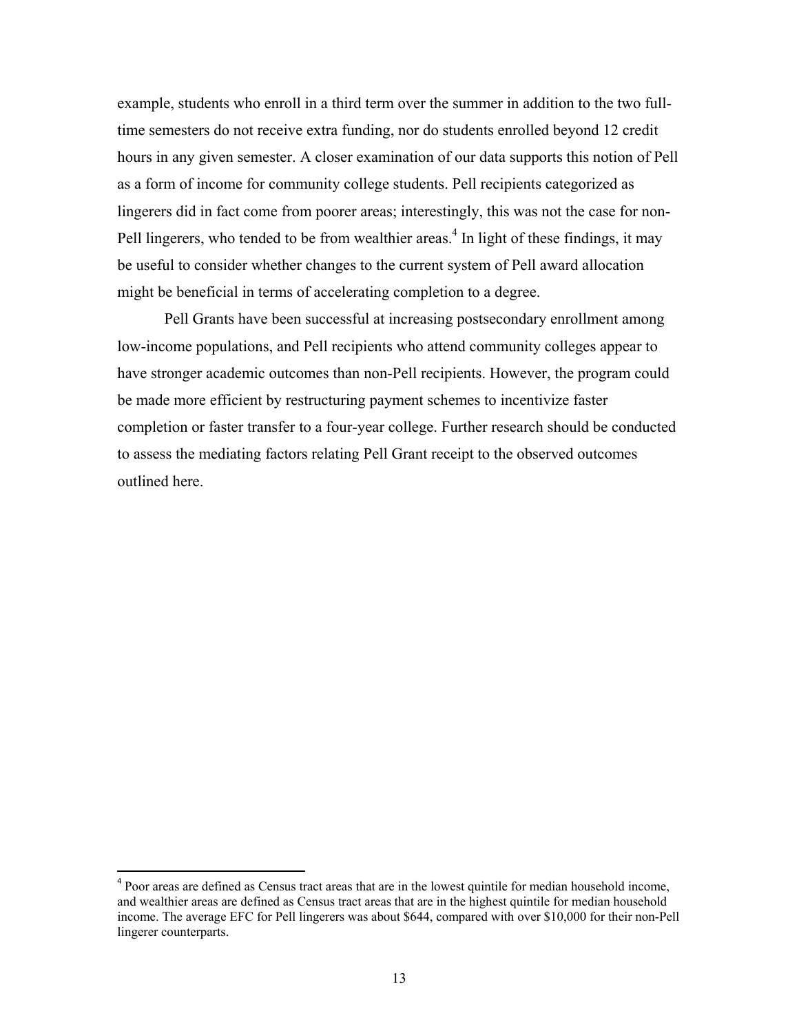example, students who enroll in a third term over the summer in addition to the two full-time semesters do not receive extra funding, nor do students enrolled beyond 12 credit hours in any given semester. A closer examination of our data supports this notion of Pell as a form of income for community college students. Pell recipients categorized as lingerers did in fact come from poorer areas; interestingly, this was not the case for non-Pell lingerers, who tended to be from wealthier areas.[4] In light of these findings, it may be useful to consider whether changes to the current system of Pell award allocation might be beneficial in terms of accelerating completion to a degree.

Pell Grants have been successful at increasing postsecondary enrollment among low-income populations, and Pell recipients who attend community colleges appear to have stronger academic outcomes than non-Pell recipients. However, the program could be made more efficient by restructuring payment schemes to incentivize faster completion or faster transfer to a four-year college. Further research should be conducted to assess the mediating factors relating Pell Grant receipt to the observed outcomes outlined here.

---

[4] Poor areas are defined as Census tract areas that are in the lowest quintile for median household income, and wealthier areas are defined as Census tract areas that are in the highest quintile for median household income. The average EFC for Pell lingerers was about $644, compared with over $10,000 for their non-Pell lingerer counterparts.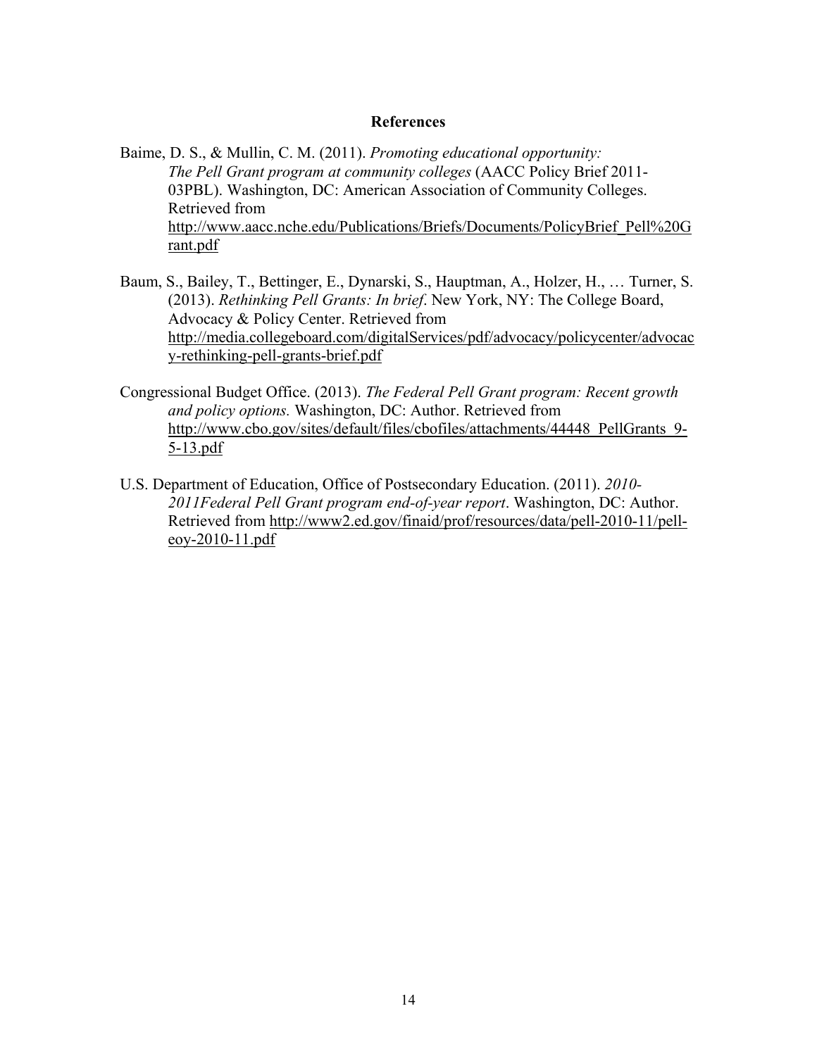## References

Baime, D. S., & Mullin, C. M. (2011). *Promoting educational opportunity: The Pell Grant program at community colleges* (AACC Policy Brief 2011-03PBL). Washington, DC: American Association of Community Colleges. Retrieved from http://www.aacc.nche.edu/Publications/Briefs/Documents/PolicyBrief_Pell%20Grant.pdf

Baum, S., Bailey, T., Bettinger, E., Dynarski, S., Hauptman, A., Holzer, H., … Turner, S. (2013). *Rethinking Pell Grants: In brief*. New York, NY: The College Board, Advocacy & Policy Center. Retrieved from http://media.collegeboard.com/digitalServices/pdf/advocacy/policycenter/advocacy-rethinking-pell-grants-brief.pdf

Congressional Budget Office. (2013). *The Federal Pell Grant program: Recent growth and policy options.* Washington, DC: Author. Retrieved from http://www.cbo.gov/sites/default/files/cbofiles/attachments/44448_PellGrants_9-5-13.pdf

U.S. Department of Education, Office of Postsecondary Education. (2011). *2010-2011Federal Pell Grant program end-of-year report*. Washington, DC: Author. Retrieved from http://www2.ed.gov/finaid/prof/resources/data/pell-2010-11/pell-eoy-2010-11.pdf